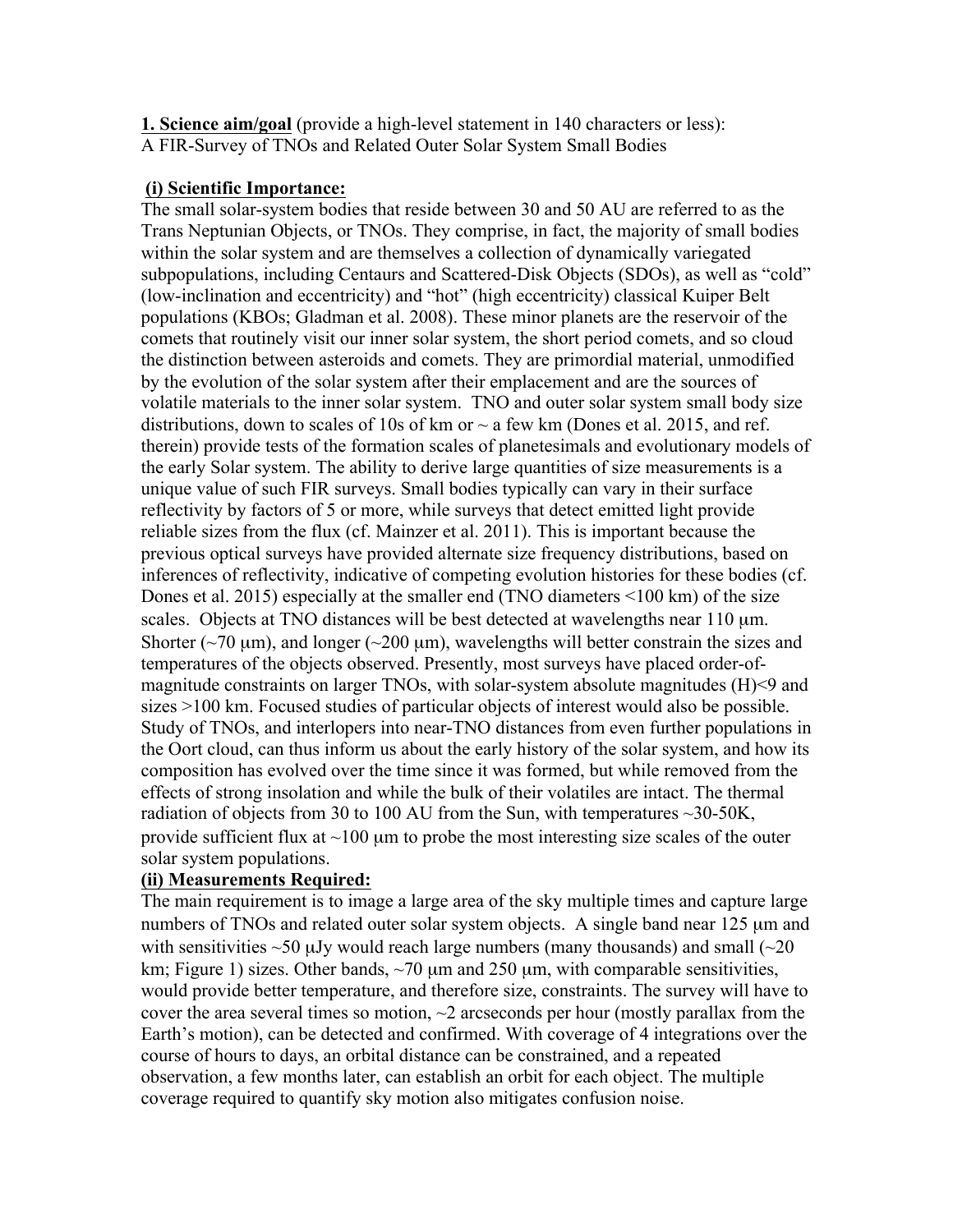**1. Science aim/goal** (provide a high-level statement in 140 characters or less):
A FIR-Survey of TNOs and Related Outer Solar System Small Bodies

**(i) Scientific Importance:**

The small solar-system bodies that reside between 30 and 50 AU are referred to as the Trans Neptunian Objects, or TNOs. They comprise, in fact, the majority of small bodies within the solar system and are themselves a collection of dynamically variegated subpopulations, including Centaurs and Scattered-Disk Objects (SDOs), as well as "cold" (low-inclination and eccentricity) and "hot" (high eccentricity) classical Kuiper Belt populations (KBOs; Gladman et al. 2008). These minor planets are the reservoir of the comets that routinely visit our inner solar system, the short period comets, and so cloud the distinction between asteroids and comets. They are primordial material, unmodified by the evolution of the solar system after their emplacement and are the sources of volatile materials to the inner solar system. TNO and outer solar system small body size distributions, down to scales of 10s of km or ~ a few km (Dones et al. 2015, and ref. therein) provide tests of the formation scales of planetesimals and evolutionary models of the early Solar system. The ability to derive large quantities of size measurements is a unique value of such FIR surveys. Small bodies typically can vary in their surface reflectivity by factors of 5 or more, while surveys that detect emitted light provide reliable sizes from the flux (cf. Mainzer et al. 2011). This is important because the previous optical surveys have provided alternate size frequency distributions, based on inferences of reflectivity, indicative of competing evolution histories for these bodies (cf. Dones et al. 2015) especially at the smaller end (TNO diameters <100 km) of the size scales. Objects at TNO distances will be best detected at wavelengths near 110 μm. Shorter (~70 μm), and longer (~200 μm), wavelengths will better constrain the sizes and temperatures of the objects observed. Presently, most surveys have placed order-of-magnitude constraints on larger TNOs, with solar-system absolute magnitudes (H)<9 and sizes >100 km. Focused studies of particular objects of interest would also be possible. Study of TNOs, and interlopers into near-TNO distances from even further populations in the Oort cloud, can thus inform us about the early history of the solar system, and how its composition has evolved over the time since it was formed, but while removed from the effects of strong insolation and while the bulk of their volatiles are intact. The thermal radiation of objects from 30 to 100 AU from the Sun, with temperatures ~30-50K, provide sufficient flux at ~100 μm to probe the most interesting size scales of the outer solar system populations.

**(ii) Measurements Required:**

The main requirement is to image a large area of the sky multiple times and capture large numbers of TNOs and related outer solar system objects. A single band near 125 μm and with sensitivities ~50 μJy would reach large numbers (many thousands) and small (~20 km; Figure 1) sizes. Other bands, ~70 μm and 250 μm, with comparable sensitivities, would provide better temperature, and therefore size, constraints. The survey will have to cover the area several times so motion, ~2 arcseconds per hour (mostly parallax from the Earth's motion), can be detected and confirmed. With coverage of 4 integrations over the course of hours to days, an orbital distance can be constrained, and a repeated observation, a few months later, can establish an orbit for each object. The multiple coverage required to quantify sky motion also mitigates confusion noise.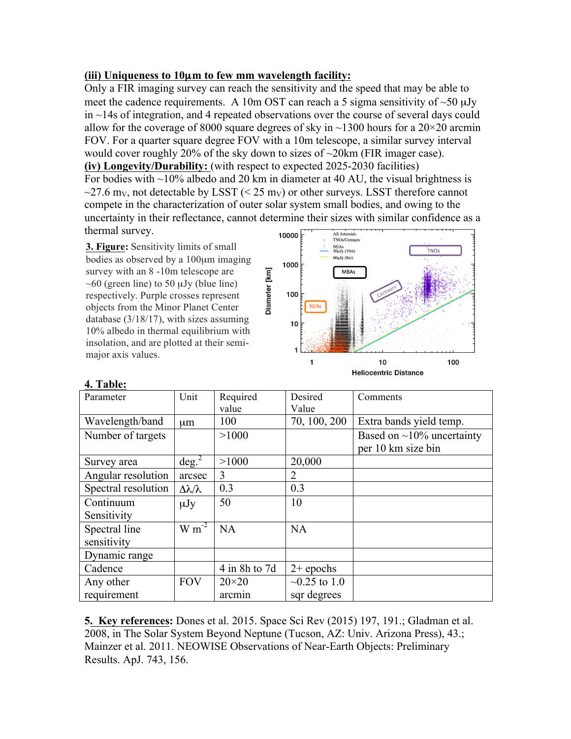**(iii) Uniqueness to 10μm to few mm wavelength facility:**

Only a FIR imaging survey can reach the sensitivity and the speed that may be able to meet the cadence requirements. A 10m OST can reach a 5 sigma sensitivity of ~50 μJy in ~14s of integration, and 4 repeated observations over the course of several days could allow for the coverage of 8000 square degrees of sky in ~1300 hours for a 20×20 arcmin FOV. For a quarter square degree FOV with a 10m telescope, a similar survey interval would cover roughly 20% of the sky down to sizes of ~20km (FIR imager case).

**(iv) Longevity/Durability:** (with respect to expected 2025-2030 facilities)

For bodies with ~10% albedo and 20 km in diameter at 40 AU, the visual brightness is ~27.6 $m_V$, not detectable by LSST (< 25 $m_V$) or other surveys. LSST therefore cannot compete in the characterization of outer solar system small bodies, and owing to the uncertainty in their reflectance, cannot determine their sizes with similar confidence as a thermal survey.

**3. Figure:** Sensitivity limits of small bodies as observed by a 100μm imaging survey with an 8 -10m telescope are ~60 (green line) to 50 μJy (blue line) respectively. Purple crosses represent objects from the Minor Planet Center database (3/18/17), with sizes assuming 10% albedo in thermal equilibrium with insolation, and are plotted at their semi-major axis values.

All Asteroids
TNOs/Centaurs
NEAs
50μJy (10m)
60μJy (8m)
TNOs
MBAs
Centaurs
NEAs
Diameter [km]
10000
1000
100
10
1
1
10
100
Heliocentric Distance

**4. Table:**

| Parameter | Unit | Required value | Desired Value | Comments |
|---|---|---|---|---|
| Wavelength/band | μm | 100 | 70, 100, 200 | Extra bands yield temp. |
| Number of targets | | >1000 | | Based on ~10% uncertainty per 10 km size bin |
| Survey area | deg.$^2$ | >1000 | 20,000 | |
| Angular resolution | arcsec | 3 | 2 | |
| Spectral resolution | Δλ/λ | 0.3 | 0.3 | |
| Continuum Sensitivity | μJy | 50 | 10 | |
| Spectral line sensitivity | W m$^{-2}$ | NA | NA | |
| Dynamic range | | | | |
| Cadence | | 4 in 8h to 7d | 2+ epochs | |
| Any other requirement | FOV | 20×20 arcmin | ~0.25 to 1.0 sqr degrees | |

**5. Key references:** Dones et al. 2015. Space Sci Rev (2015) 197, 191.; Gladman et al. 2008, in The Solar System Beyond Neptune (Tucson, AZ: Univ. Arizona Press), 43.; Mainzer et al. 2011. NEOWISE Observations of Near-Earth Objects: Preliminary Results. ApJ. 743, 156.